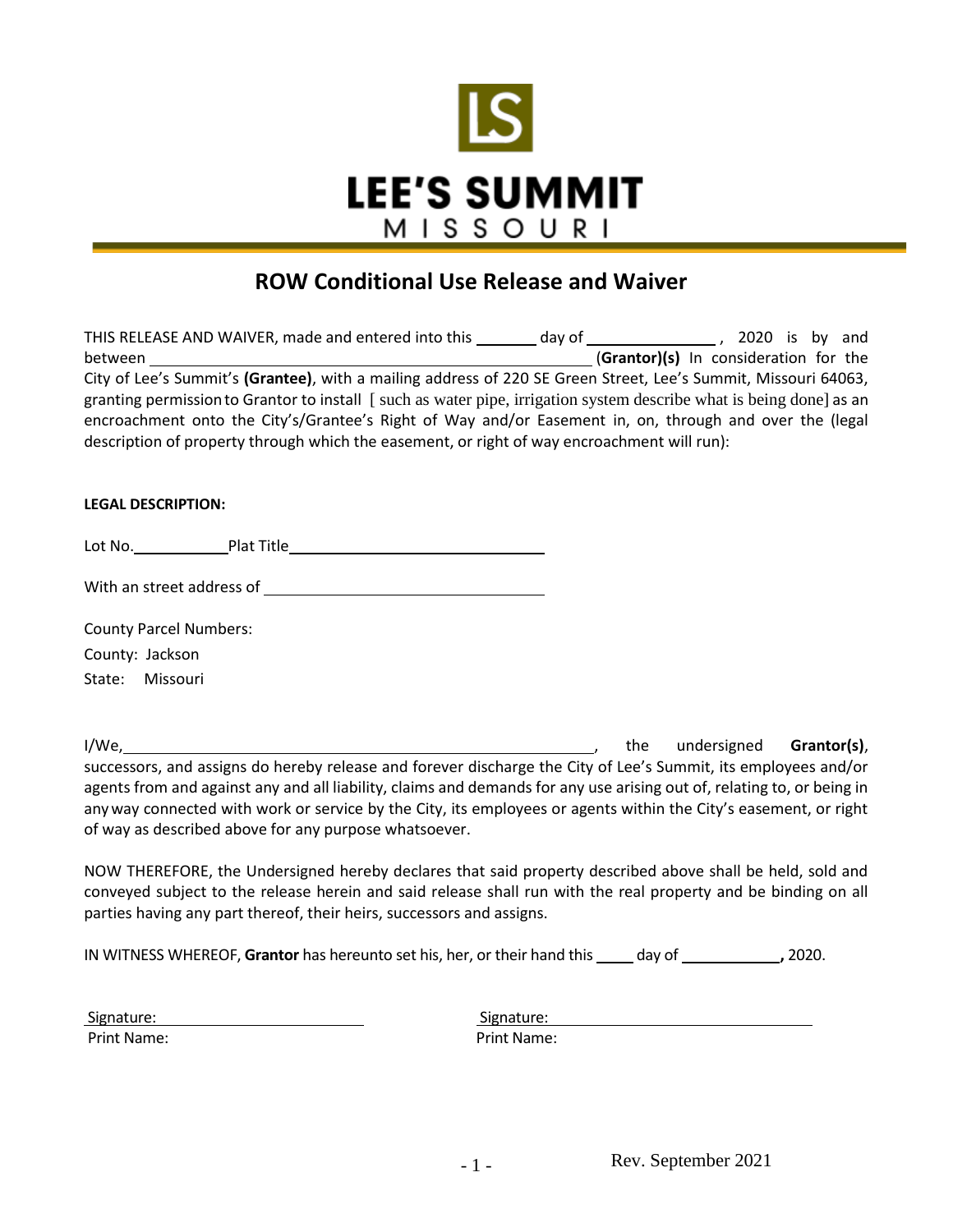LEE'S SUMMIT
MISSOURI

# ROW Conditional Use Release and Waiver

THIS RELEASE AND WAIVER, made and entered into this _______ day of _______________ , 2020 is by and between _____________________________________________________ (**Grantor)(s)** In consideration for the City of Lee's Summit's **(Grantee)**, with a mailing address of 220 SE Green Street, Lee's Summit, Missouri 64063, granting permission to Grantor to install [ such as water pipe, irrigation system describe what is being done] as an encroachment onto the City's/Grantee's Right of Way and/or Easement in, on, through and over the (legal description of property through which the easement, or right of way encroachment will run):

**LEGAL DESCRIPTION:**

Lot No.___________Plat Title______________________________

With an street address of _________________________________

County Parcel Numbers:

County: Jackson

State: Missouri

I/We,__________________________________________________________, the undersigned **Grantor(s)**, successors, and assigns do hereby release and forever discharge the City of Lee's Summit, its employees and/or agents from and against any and all liability, claims and demands for any use arising out of, relating to, or being in any way connected with work or service by the City, its employees or agents within the City's easement, or right of way as described above for any purpose whatsoever.

NOW THEREFORE, the Undersigned hereby declares that said property described above shall be held, sold and conveyed subject to the release herein and said release shall run with the real property and be binding on all parties having any part thereof, their heirs, successors and assigns.

IN WITNESS WHEREOF, **Grantor** has hereunto set his, her, or their hand this _____ day of ____________, 2020.

Signature: ___________________________ Signature: ___________________________

Print Name: Print Name:

Rev. September 2021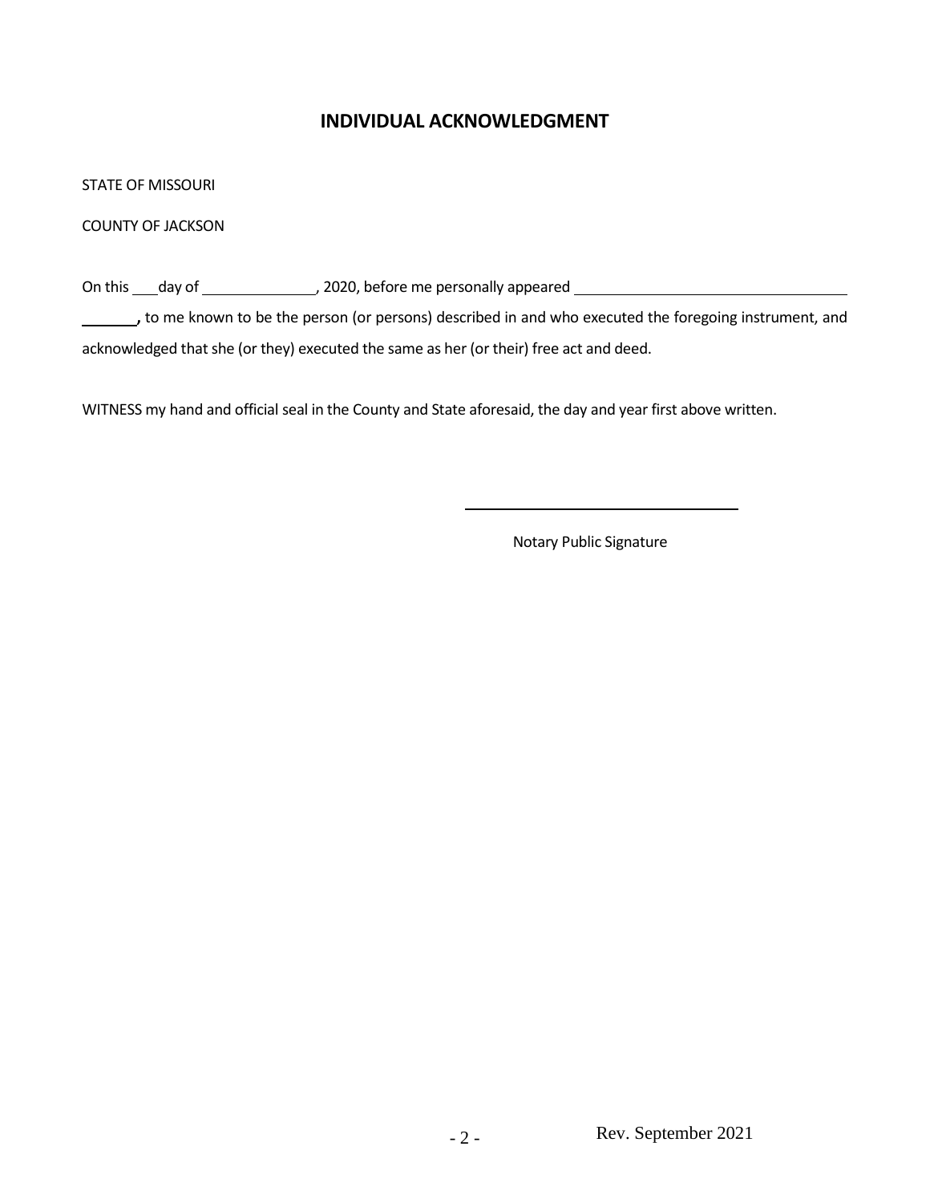## INDIVIDUAL ACKNOWLEDGMENT

STATE OF MISSOURI

COUNTY OF JACKSON

On this ___ day of _______________, 2020, before me personally appeared ____________________________________ ________, to me known to be the person (or persons) described in and who executed the foregoing instrument, and acknowledged that she (or they) executed the same as her (or their) free act and deed.

WITNESS my hand and official seal in the County and State aforesaid, the day and year first above written.

____________________________________

Notary Public Signature

Rev. September 2021